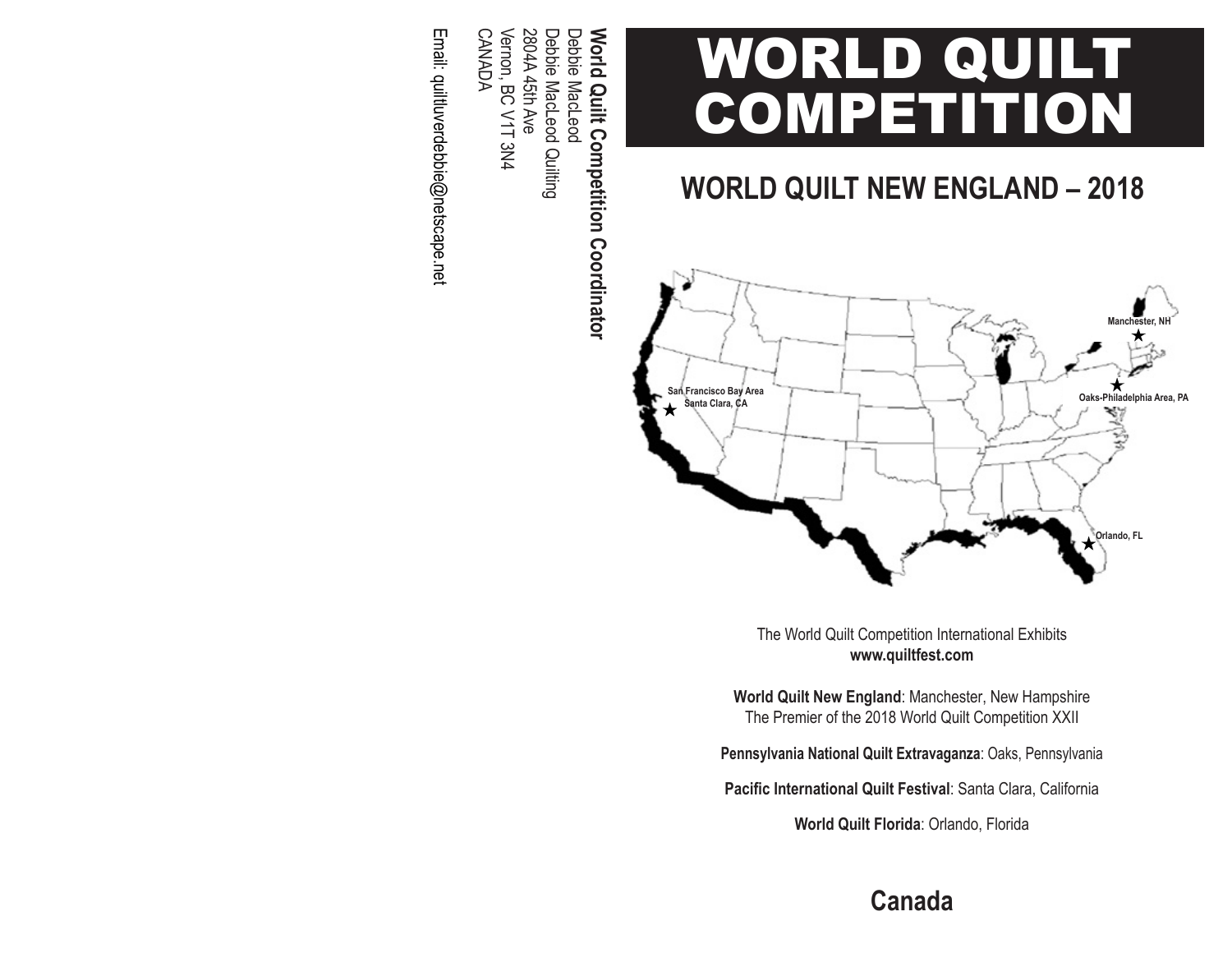**World Quilt Competition Coordinator**
Debbie MacLeod
Debbie MacLeod Quilting
2804A 45th Ave
Vernon, BC V1T 3N4
CANADA

Email: quiltluverdebbie@netscape.net

# WORLD QUILT COMPETITION

## WORLD QUILT NEW ENGLAND – 2018

Manchester, NH
Oaks-Philadelphia Area, PA
San Francisco Bay Area Santa Clara, CA
Orlando, FL

The World Quilt Competition International Exhibits
**www.quiltfest.com**

**World Quilt New England**: Manchester, New Hampshire
The Premier of the 2018 World Quilt Competition XXII

**Pennsylvania National Quilt Extravaganza**: Oaks, Pennsylvania

**Pacific International Quilt Festival**: Santa Clara, California

**World Quilt Florida**: Orlando, Florida

## Canada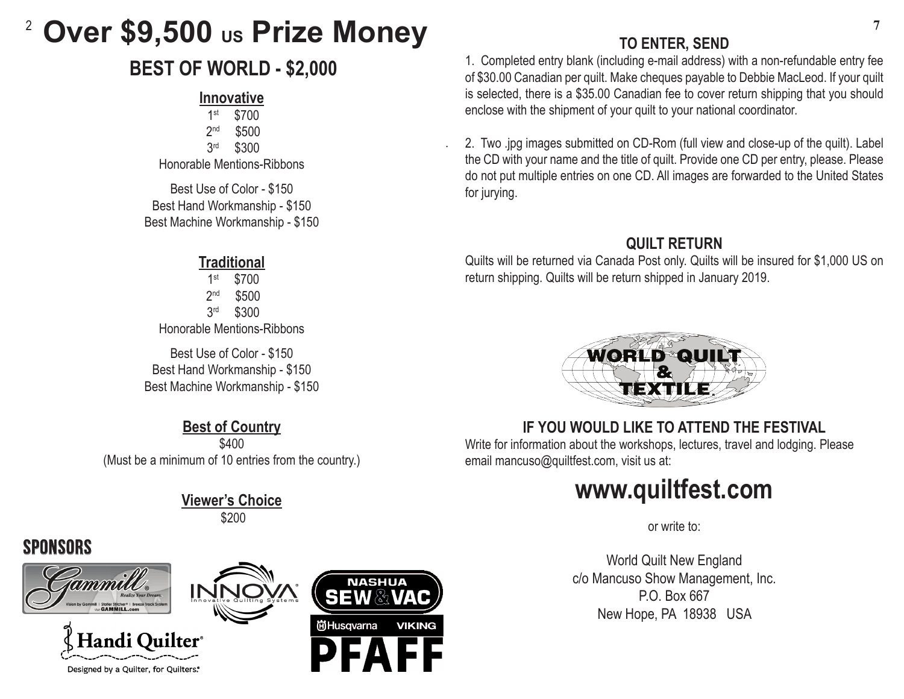# Over $9,500 US Prize Money

## BEST OF WORLD - $2,000

### Innovative

1st $700
2nd $500
3rd $300
Honorable Mentions-Ribbons

Best Use of Color - $150
Best Hand Workmanship - $150
Best Machine Workmanship - $150

### Traditional

1st $700
2nd $500
3rd $300
Honorable Mentions-Ribbons

Best Use of Color - $150
Best Hand Workmanship - $150
Best Machine Workmanship - $150

### Best of Country

$400
(Must be a minimum of 10 entries from the country.)

### Viewer's Choice

$200

## SPONSORS

Gammill — Realize Your Dream. Vision by Gammill | Statler Stitcher | Breeze Track System. Visit GAMMILL.com

INNOVA — Innovative Quilting Systems

Nashua Sew & Vac — Husqvarna Viking, PFAFF

Handi Quilter — Designed by a Quilter, for Quilters.

## TO ENTER, SEND

1. Completed entry blank (including e-mail address) with a non-refundable entry fee of $30.00 Canadian per quilt. Make cheques payable to Debbie MacLeod. If your quilt is selected, there is a $35.00 Canadian fee to cover return shipping that you should enclose with the shipment of your quilt to your national coordinator.

2. Two .jpg images submitted on CD-Rom (full view and close-up of the quilt). Label the CD with your name and the title of quilt. Provide one CD per entry, please. Please do not put multiple entries on one CD. All images are forwarded to the United States for jurying.

## QUILT RETURN

Quilts will be returned via Canada Post only. Quilts will be insured for $1,000 US on return shipping. Quilts will be return shipped in January 2019.

WORLD QUILT & TEXTILE

## IF YOU WOULD LIKE TO ATTEND THE FESTIVAL

Write for information about the workshops, lectures, travel and lodging. Please email mancuso@quiltfest.com, visit us at:

# www.quiltfest.com

or write to:

World Quilt New England
c/o Mancuso Show Management, Inc.
P.O. Box 667
New Hope, PA 18938 USA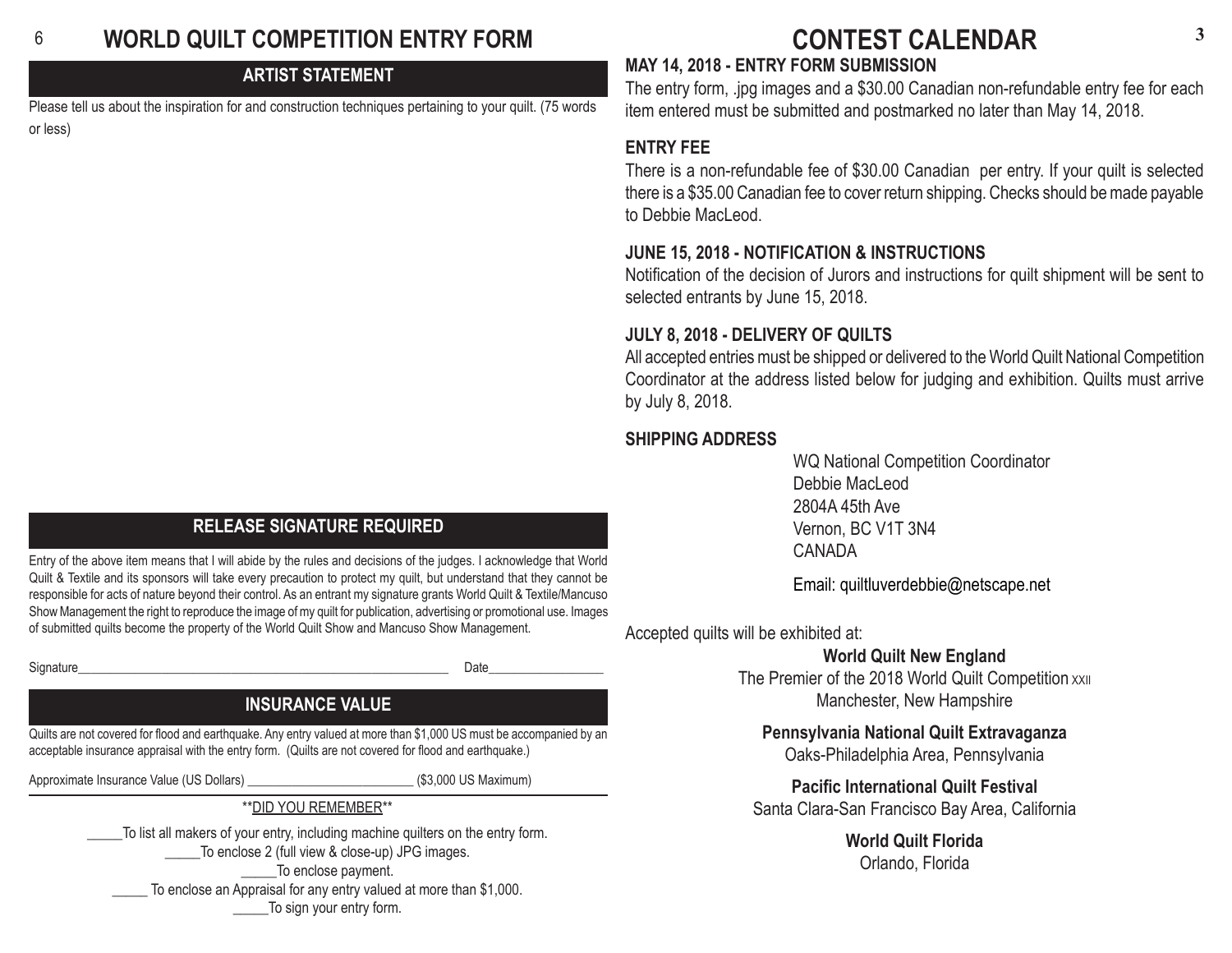# WORLD QUILT COMPETITION ENTRY FORM

## ARTIST STATEMENT

Please tell us about the inspiration for and construction techniques pertaining to your quilt. (75 words or less)

## RELEASE SIGNATURE REQUIRED

Entry of the above item means that I will abide by the rules and decisions of the judges. I acknowledge that World Quilt & Textile and its sponsors will take every precaution to protect my quilt, but understand that they cannot be responsible for acts of nature beyond their control. As an entrant my signature grants World Quilt & Textile/Mancuso Show Management the right to reproduce the image of my quilt for publication, advertising or promotional use. Images of submitted quilts become the property of the World Quilt Show and Mancuso Show Management.

Signature_____________________________________________________ Date_________________

## INSURANCE VALUE

Quilts are not covered for flood and earthquake. Any entry valued at more than $1,000 US must be accompanied by an acceptable insurance appraisal with the entry form. (Quilts are not covered for flood and earthquake.)

Approximate Insurance Value (US Dollars) ________________________ ($3,000 US Maximum)

**DID YOU REMEMBER**

_____To list all makers of your entry, including machine quilters on the entry form.

_____To enclose 2 (full view & close-up) JPG images.

_____To enclose payment.

_____ To enclose an Appraisal for any entry valued at more than $1,000.

_____To sign your entry form.

# CONTEST CALENDAR

### MAY 14, 2018 - ENTRY FORM SUBMISSION

The entry form, .jpg images and a $30.00 Canadian non-refundable entry fee for each item entered must be submitted and postmarked no later than May 14, 2018.

### ENTRY FEE

There is a non-refundable fee of $30.00 Canadian per entry. If your quilt is selected there is a $35.00 Canadian fee to cover return shipping. Checks should be made payable to Debbie MacLeod.

### JUNE 15, 2018 - NOTIFICATION & INSTRUCTIONS

Notification of the decision of Jurors and instructions for quilt shipment will be sent to selected entrants by June 15, 2018.

### JULY 8, 2018 - DELIVERY OF QUILTS

All accepted entries must be shipped or delivered to the World Quilt National Competition Coordinator at the address listed below for judging and exhibition. Quilts must arrive by July 8, 2018.

### SHIPPING ADDRESS

WQ National Competition Coordinator
Debbie MacLeod
2804A 45th Ave
Vernon, BC V1T 3N4
CANADA

Email: quiltluverdebbie@netscape.net

Accepted quilts will be exhibited at:

**World Quilt New England**
The Premier of the 2018 World Quilt Competition XXII
Manchester, New Hampshire

**Pennsylvania National Quilt Extravaganza**
Oaks-Philadelphia Area, Pennsylvania

**Pacific International Quilt Festival**
Santa Clara-San Francisco Bay Area, California

**World Quilt Florida**
Orlando, Florida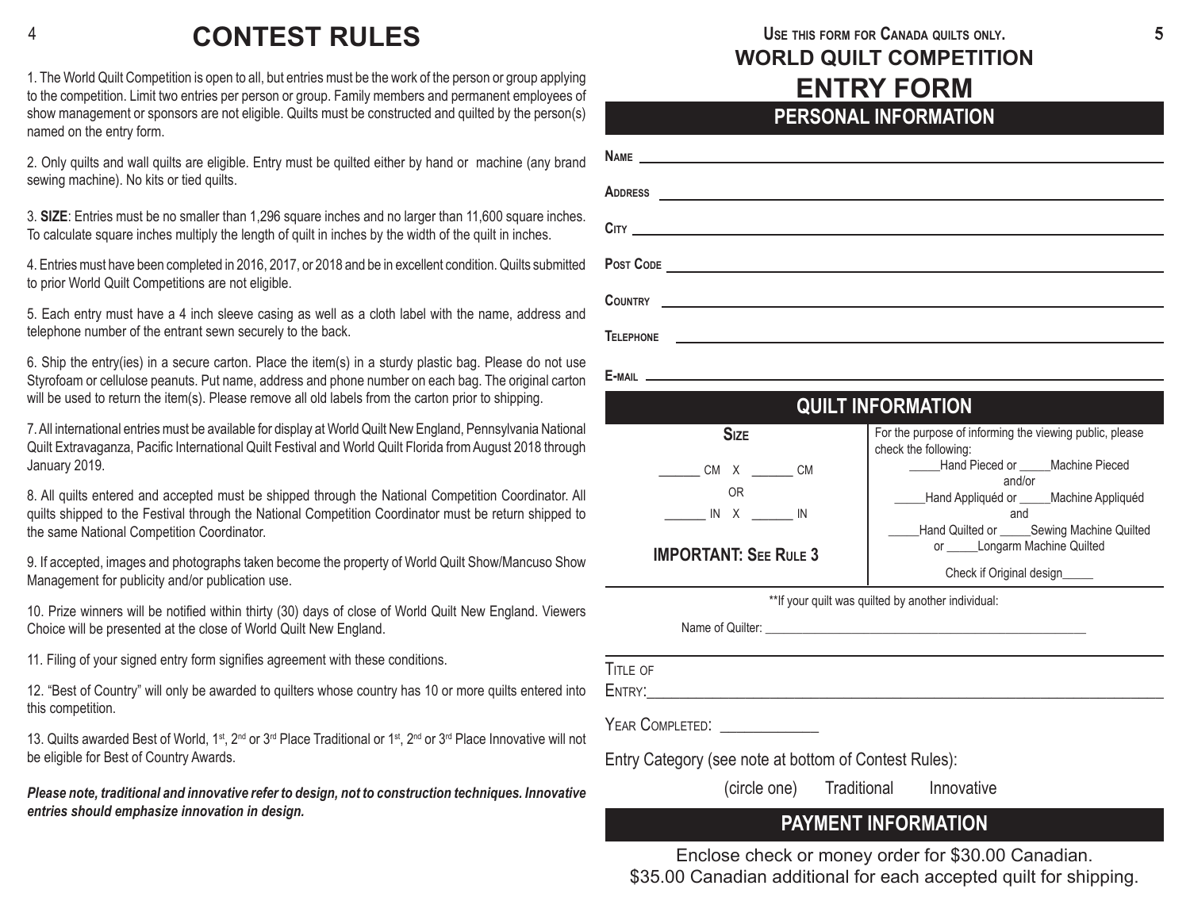# CONTEST RULES

1. The World Quilt Competition is open to all, but entries must be the work of the person or group applying to the competition. Limit two entries per person or group. Family members and permanent employees of show management or sponsors are not eligible. Quilts must be constructed and quilted by the person(s) named on the entry form.

2. Only quilts and wall quilts are eligible. Entry must be quilted either by hand or machine (any brand sewing machine). No kits or tied quilts.

3. **SIZE**: Entries must be no smaller than 1,296 square inches and no larger than 11,600 square inches. To calculate square inches multiply the length of quilt in inches by the width of the quilt in inches.

4. Entries must have been completed in 2016, 2017, or 2018 and be in excellent condition. Quilts submitted to prior World Quilt Competitions are not eligible.

5. Each entry must have a 4 inch sleeve casing as well as a cloth label with the name, address and telephone number of the entrant sewn securely to the back.

6. Ship the entry(ies) in a secure carton. Place the item(s) in a sturdy plastic bag. Please do not use Styrofoam or cellulose peanuts. Put name, address and phone number on each bag. The original carton will be used to return the item(s). Please remove all old labels from the carton prior to shipping.

7. All international entries must be available for display at World Quilt New England, Pennsylvania National Quilt Extravaganza, Pacific International Quilt Festival and World Quilt Florida from August 2018 through January 2019.

8. All quilts entered and accepted must be shipped through the National Competition Coordinator. All quilts shipped to the Festival through the National Competition Coordinator must be return shipped to the same National Competition Coordinator.

9. If accepted, images and photographs taken become the property of World Quilt Show/Mancuso Show Management for publicity and/or publication use.

10. Prize winners will be notified within thirty (30) days of close of World Quilt New England. Viewers Choice will be presented at the close of World Quilt New England.

11. Filing of your signed entry form signifies agreement with these conditions.

12. "Best of Country" will only be awarded to quilters whose country has 10 or more quilts entered into this competition.

13. Quilts awarded Best of World, 1st, 2nd or 3rd Place Traditional or 1st, 2nd or 3rd Place Innovative will not be eligible for Best of Country Awards.

***Please note, traditional and innovative refer to design, not to construction techniques. Innovative entries should emphasize innovation in design.***

USE THIS FORM FOR CANADA QUILTS ONLY.

## WORLD QUILT COMPETITION

# ENTRY FORM

## PERSONAL INFORMATION

NAME ____________________

ADDRESS ____________________

CITY ____________________

POST CODE ____________________

COUNTRY ____________________

TELEPHONE ____________________

E-MAIL ____________________

## QUILT INFORMATION

| SIZE | For the purpose of informing the viewing public, please check the following: |
|---|---|
| _______ CM X _______ CM<br>OR<br>_______ IN X _______ IN<br><br>**IMPORTANT: SEE RULE 3** | _____Hand Pieced or _____Machine Pieced<br>and/or<br>_____Hand Appliquéd or _____Machine Appliquéd<br>and<br>_____Hand Quilted or _____Sewing Machine Quilted<br>or _____Longarm Machine Quilted<br><br>Check if Original design_____ |

**If your quilt was quilted by another individual:

Name of Quilter: ____________________

TITLE OF ENTRY: ____________________

YEAR COMPLETED: ____________

Entry Category (see note at bottom of Contest Rules):

(circle one) Traditional Innovative

## PAYMENT INFORMATION

Enclose check or money order for $30.00 Canadian.
$35.00 Canadian additional for each accepted quilt for shipping.